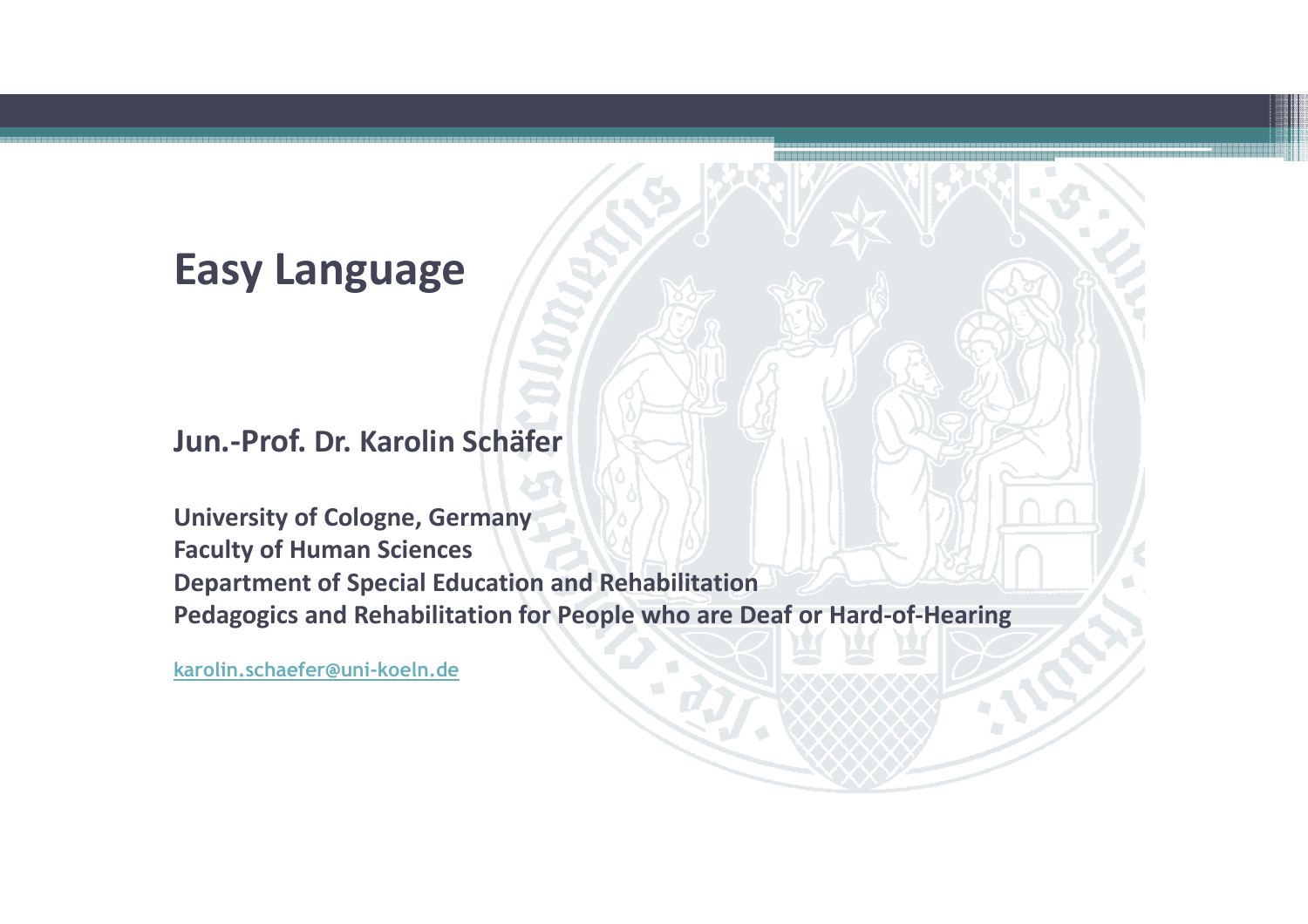# Easy Language

**Jun.-Prof. Dr. Karolin Schäfer**

**University of Cologne, Germany**
**Faculty of Human Sciences**
**Department of Special Education and Rehabilitation**
**Pedagogics and Rehabilitation for People who are Deaf or Hard-of-Hearing**

karolin.schaefer@uni-koeln.de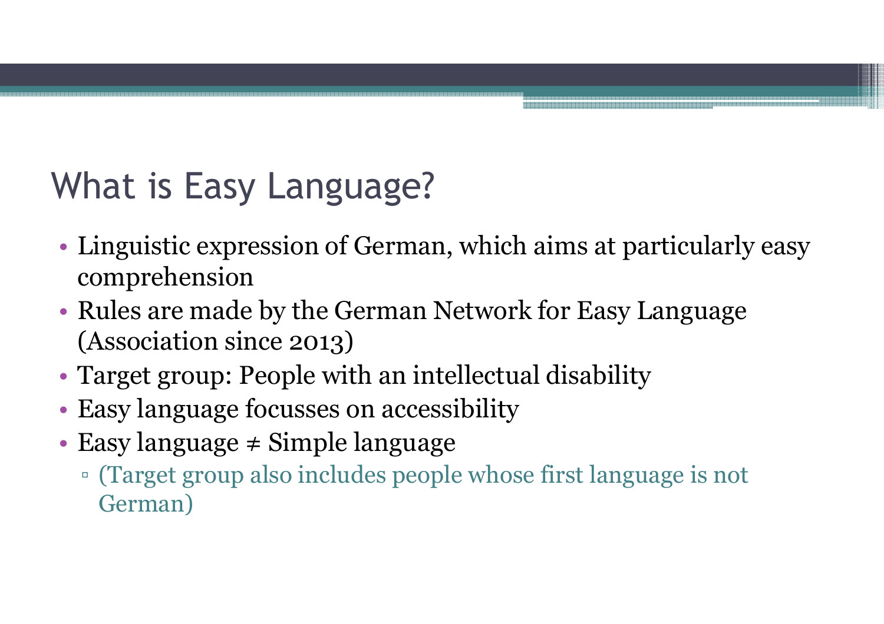# What is Easy Language?

- Linguistic expression of German, which aims at particularly easy comprehension
- Rules are made by the German Network for Easy Language (Association since 2013)
- Target group: People with an intellectual disability
- Easy language focusses on accessibility
- Easy language ≠ Simple language
  - (Target group also includes people whose first language is not German)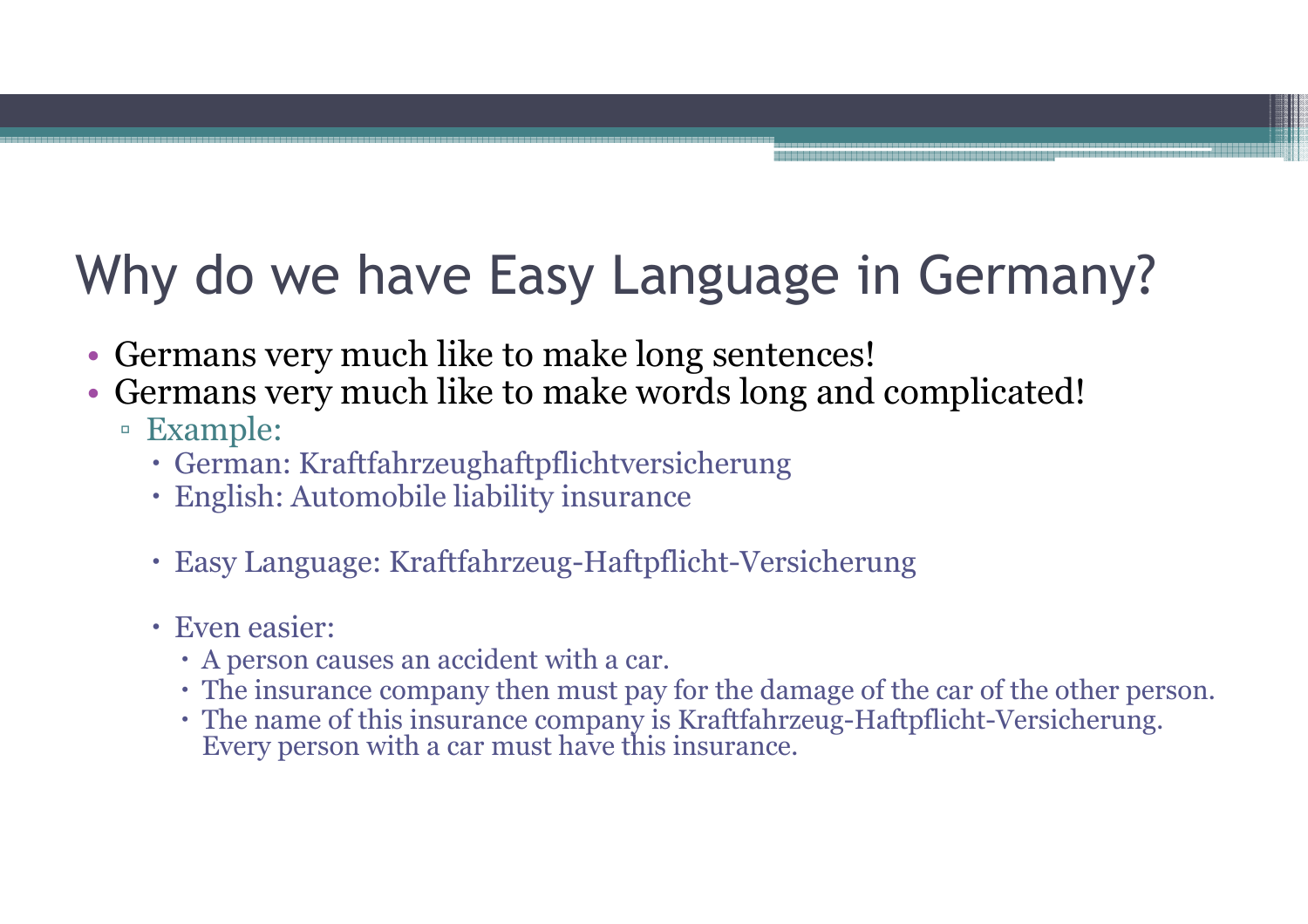# Why do we have Easy Language in Germany?

- Germans very much like to make long sentences!
- Germans very much like to make words long and complicated!
  - Example:
    - German: Kraftfahrzeughaftpflichtversicherung
    - English: Automobile liability insurance
    - Easy Language: Kraftfahrzeug-Haftpflicht-Versicherung
    - Even easier:
      - A person causes an accident with a car.
      - The insurance company then must pay for the damage of the car of the other person.
      - The name of this insurance company is Kraftfahrzeug-Haftpflicht-Versicherung. Every person with a car must have this insurance.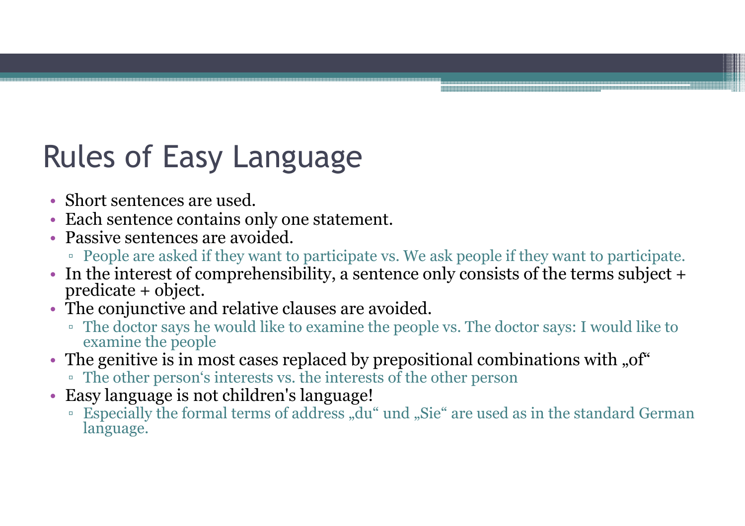# Rules of Easy Language

- Short sentences are used.
- Each sentence contains only one statement.
- Passive sentences are avoided.
  - People are asked if they want to participate vs. We ask people if they want to participate.
- In the interest of comprehensibility, a sentence only consists of the terms subject + predicate + object.
- The conjunctive and relative clauses are avoided.
  - The doctor says he would like to examine the people vs. The doctor says: I would like to examine the people
- The genitive is in most cases replaced by prepositional combinations with „of"
  - The other person's interests vs. the interests of the other person
- Easy language is not children's language!
  - Especially the formal terms of address „du" und „Sie" are used as in the standard German language.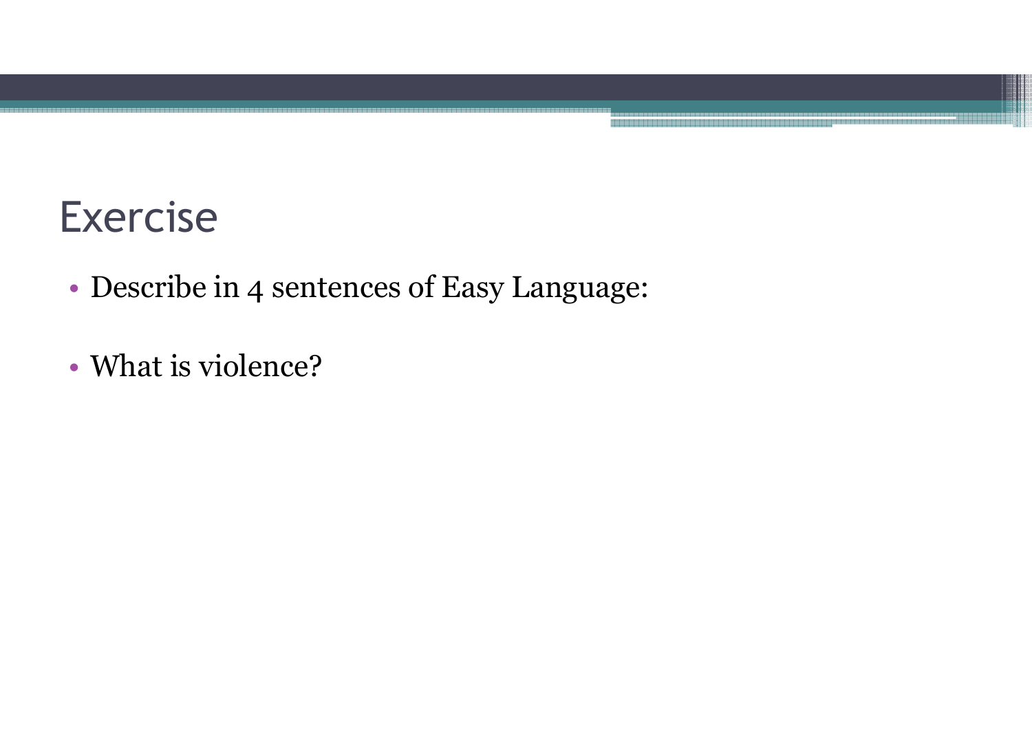# Exercise

- Describe in 4 sentences of Easy Language:
- What is violence?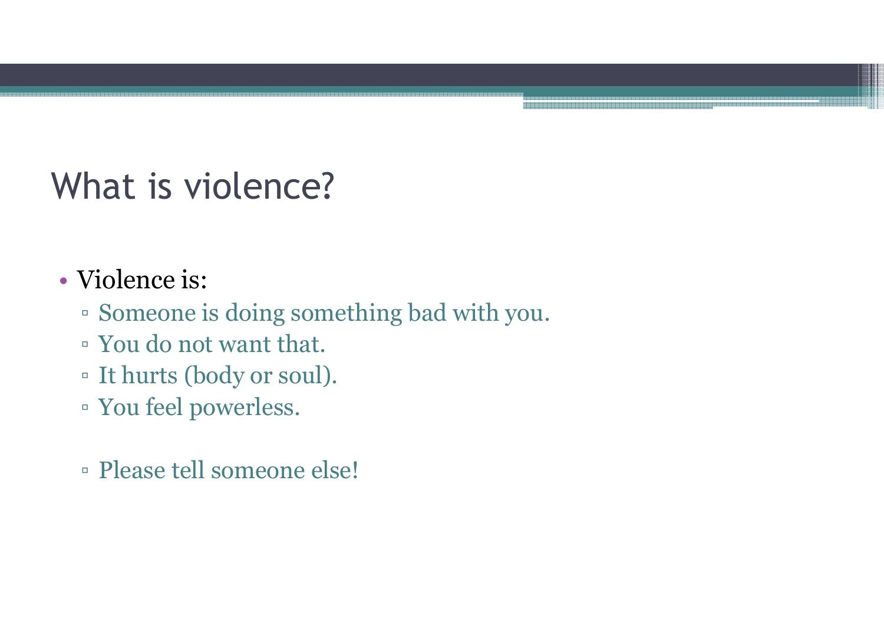# What is violence?

- Violence is:
  - Someone is doing something bad with you.
  - You do not want that.
  - It hurts (body or soul).
  - You feel powerless.

  - Please tell someone else!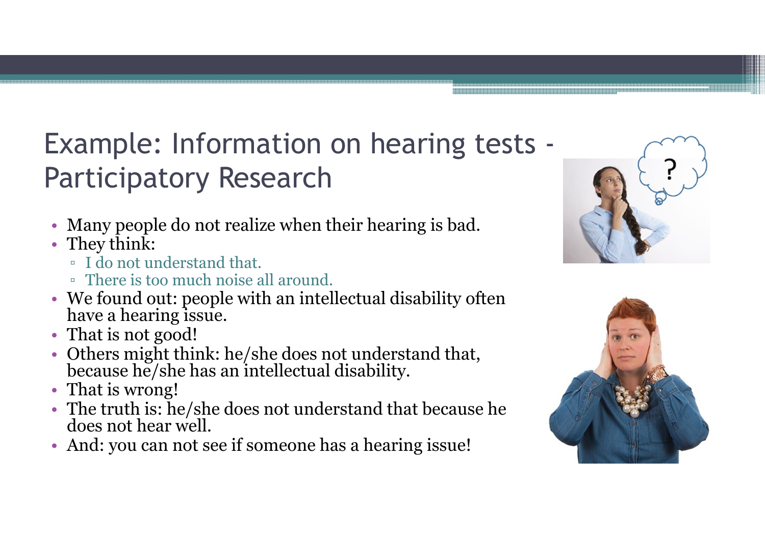# Example: Information on hearing tests - Participatory Research

- Many people do not realize when their hearing is bad.
- They think:
  - I do not understand that.
  - There is too much noise all around.
- We found out: people with an intellectual disability often have a hearing issue.
- That is not good!
- Others might think: he/she does not understand that, because he/she has an intellectual disability.
- That is wrong!
- The truth is: he/she does not understand that because he does not hear well.
- And: you can not see if someone has a hearing issue!